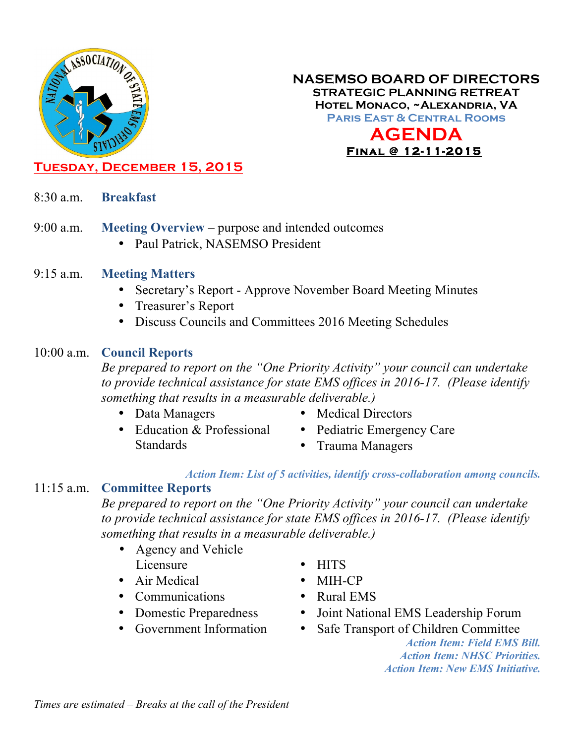# NASEMSO BOARD OF DIRECTORS

## STRATEGIC PLANNING RETREAT

**Hotel Monaco, ~Alexandria, VA**

**Paris East & Central Rooms**

# AGENDA

**Final @ 12-11-2015**

## Tuesday, December 15, 2015

8:30 a.m. **Breakfast**

9:00 a.m. **Meeting Overview** – purpose and intended outcomes

- Paul Patrick, NASEMSO President

9:15 a.m. **Meeting Matters**

- Secretary's Report - Approve November Board Meeting Minutes
- Treasurer's Report
- Discuss Councils and Committees 2016 Meeting Schedules

10:00 a.m. **Council Reports**

*Be prepared to report on the "One Priority Activity" your council can undertake to provide technical assistance for state EMS offices in 2016-17. (Please identify something that results in a measurable deliverable.)*

- Data Managers
- Education & Professional Standards
- Medical Directors
- Pediatric Emergency Care
- Trauma Managers

*Action Item: List of 5 activities, identify cross-collaboration among councils.*

11:15 a.m. **Committee Reports**

*Be prepared to report on the "One Priority Activity" your council can undertake to provide technical assistance for state EMS offices in 2016-17. (Please identify something that results in a measurable deliverable.)*

- Agency and Vehicle Licensure
- Air Medical
- Communications
- Domestic Preparedness
- Government Information
- HITS
- MIH-CP
- Rural EMS
- Joint National EMS Leadership Forum
- Safe Transport of Children Committee

*Action Item: Field EMS Bill.*

*Action Item: NHSC Priorities.*

*Action Item: New EMS Initiative.*

*Times are estimated – Breaks at the call of the President*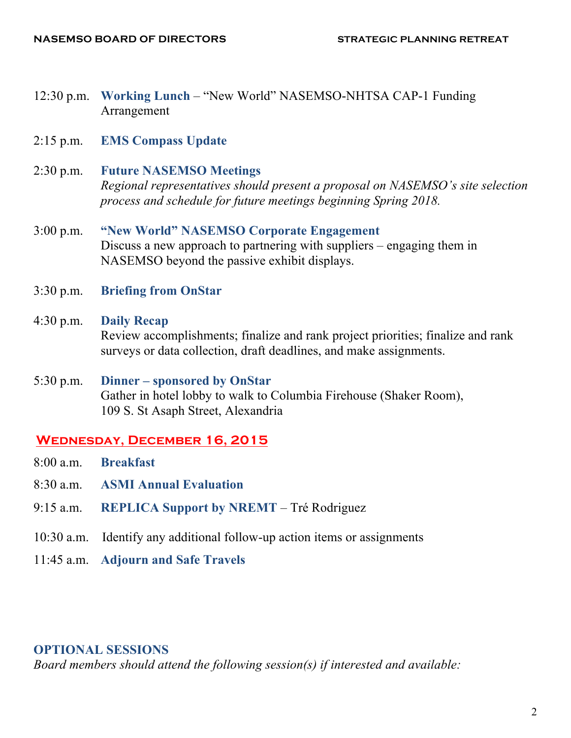12:30 p.m. **Working Lunch** – “New World” NASEMSO-NHTSA CAP-1 Funding Arrangement

2:15 p.m. **EMS Compass Update**

2:30 p.m. **Future NASEMSO Meetings**
*Regional representatives should present a proposal on NASEMSO’s site selection process and schedule for future meetings beginning Spring 2018.*

3:00 p.m. **“New World” NASEMSO Corporate Engagement**
Discuss a new approach to partnering with suppliers – engaging them in NASEMSO beyond the passive exhibit displays.

3:30 p.m. **Briefing from OnStar**

4:30 p.m. **Daily Recap**
Review accomplishments; finalize and rank project priorities; finalize and rank surveys or data collection, draft deadlines, and make assignments.

5:30 p.m. **Dinner – sponsored by OnStar**
Gather in hotel lobby to walk to Columbia Firehouse (Shaker Room), 109 S. St Asaph Street, Alexandria

## Wednesday, December 16, 2015

8:00 a.m. **Breakfast**

8:30 a.m. **ASMI Annual Evaluation**

9:15 a.m. **REPLICA Support by NREMT** – Tré Rodriguez

10:30 a.m. Identify any additional follow-up action items or assignments

11:45 a.m. **Adjourn and Safe Travels**

### OPTIONAL SESSIONS

*Board members should attend the following session(s) if interested and available:*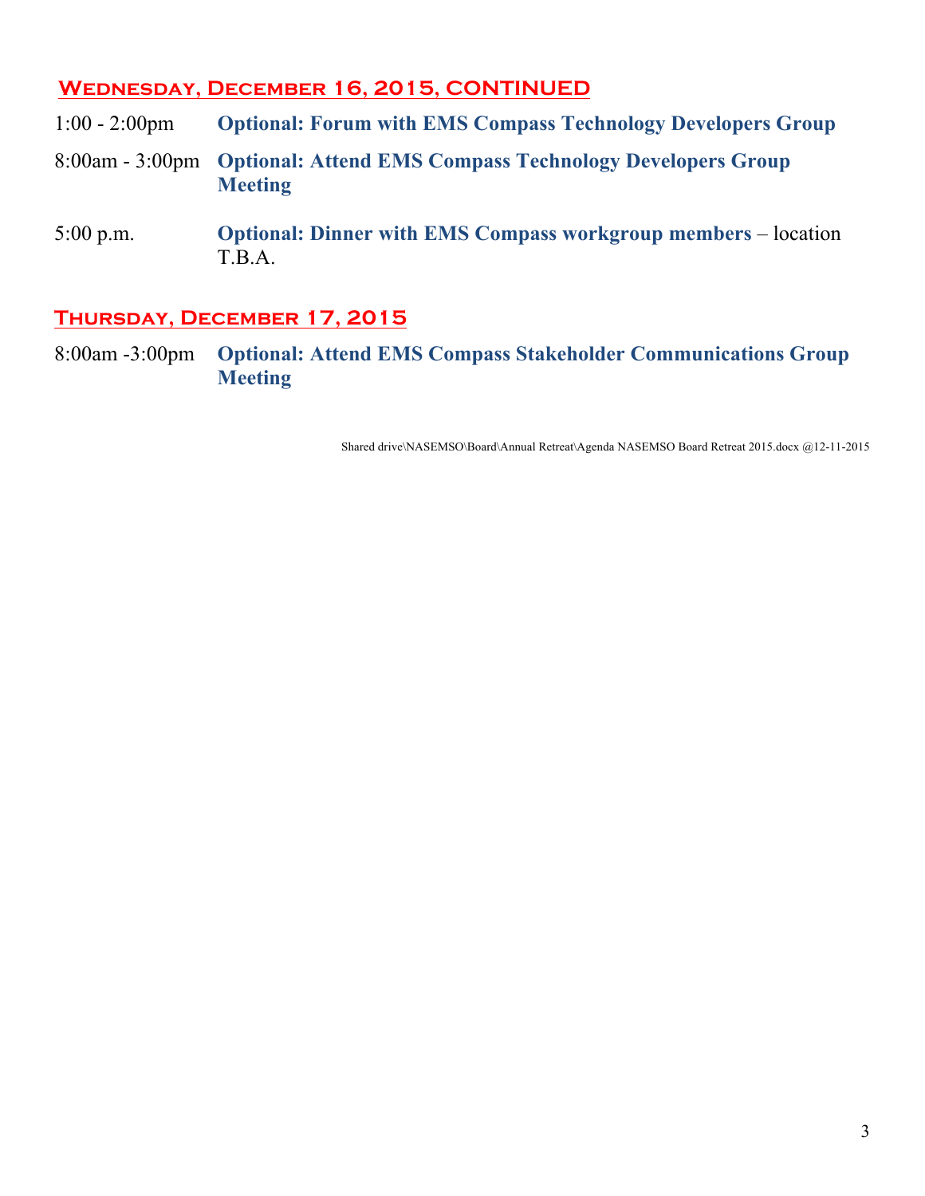## Wednesday, December 16, 2015, CONTINUED

1:00 - 2:00pm **Optional: Forum with EMS Compass Technology Developers Group**

8:00am - 3:00pm **Optional: Attend EMS Compass Technology Developers Group Meeting**

5:00 p.m. **Optional: Dinner with EMS Compass workgroup members** – location T.B.A.

## Thursday, December 17, 2015

8:00am -3:00pm **Optional: Attend EMS Compass Stakeholder Communications Group Meeting**

Shared drive\NASEMSO\Board\Annual Retreat\Agenda NASEMSO Board Retreat 2015.docx @12-11-2015